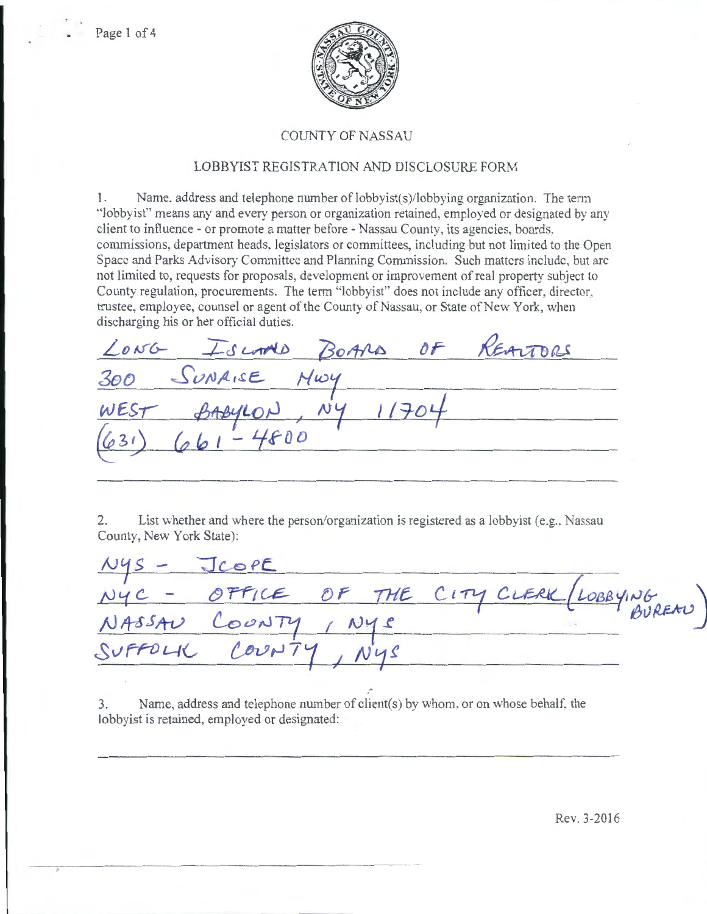# COUNTY OF NASSAU

## LOBBYIST REGISTRATION AND DISCLOSURE FORM

1. Name, address and telephone number of lobbyist(s)/lobbying organization. The term "lobbyist" means any and every person or organization retained, employed or designated by any client to influence - or promote a matter before - Nassau County, its agencies, boards, commissions, department heads, legislators or committees, including but not limited to the Open Space and Parks Advisory Committee and Planning Commission. Such matters include, but are not limited to, requests for proposals, development or improvement of real property subject to County regulation, procurements. The term "lobbyist" does not include any officer, director, trustee, employee, counsel or agent of the County of Nassau, or State of New York, when discharging his or her official duties.

LONG ISLAND BOARD OF REALTORS
300 SUNRISE HWY
WEST BABYLON, NY 11704
(631) 661-4800

2. List whether and where the person/organization is registered as a lobbyist (e.g., Nassau County, New York State):

NYS - JCOPE
NYC - OFFICE OF THE CITY CLERK (LOBBYING BUREAU)
NASSAU COUNTY, NYS
SUFFOLK COUNTY, NYS

3. Name, address and telephone number of client(s) by whom, or on whose behalf, the lobbyist is retained, employed or designated:

Rev. 3-2016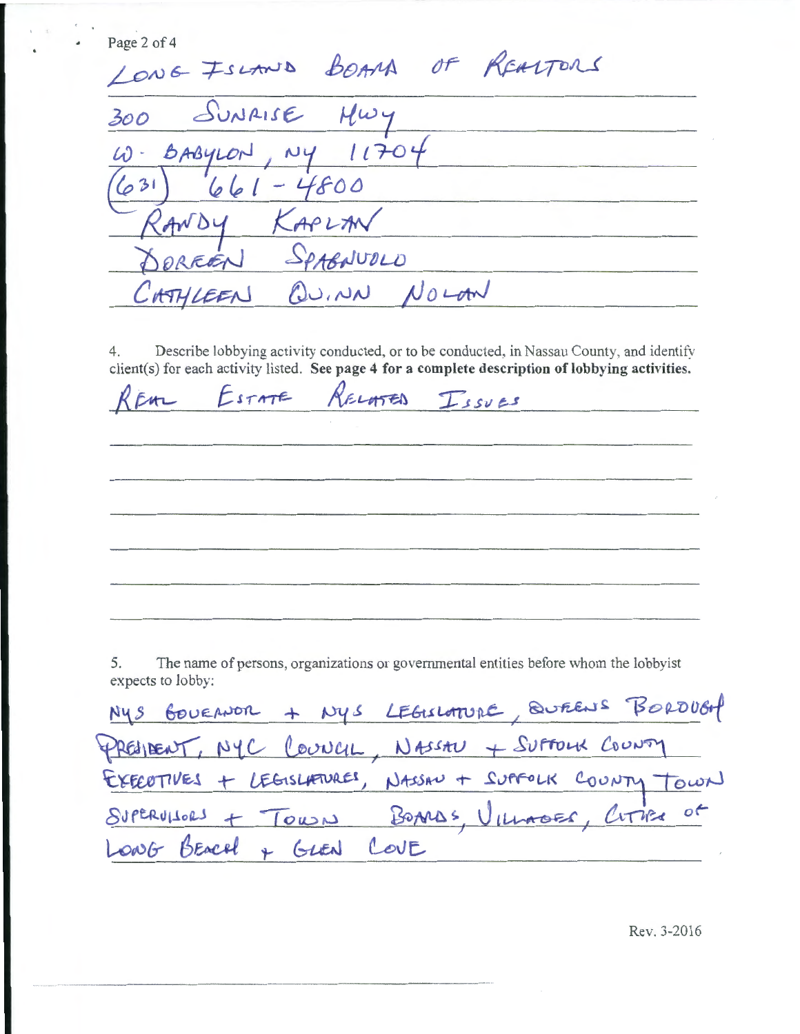LONG ISLAND BOARD OF REALTORS

300 SUNRISE HWY

W. BABYLON, NY 11704

(631) 661-4800

RANDY KAPLAN

DOREEN SPAGNUOLO

CATHLEEN QUINN NOLAN

4. Describe lobbying activity conducted, or to be conducted, in Nassau County, and identify client(s) for each activity listed. **See page 4 for a complete description of lobbying activities.**

REAL ESTATE RELATED ISSUES

5. The name of persons, organizations or governmental entities before whom the lobbyist expects to lobby:

NYS GOVERNOR + NYS LEGISLATURE, QUEENS BOROUGH PRESIDENT, NYC COUNCIL, NASSAU + SUFFOLK COUNTY EXECUTIVES + LEGISLATURES, NASSAU + SUFFOLK COUNTY TOWN SUPERVISORS + TOWN BOARDS, VILLAGES, CITIES OF LONG BEACH + GLEN COVE

Rev. 3-2016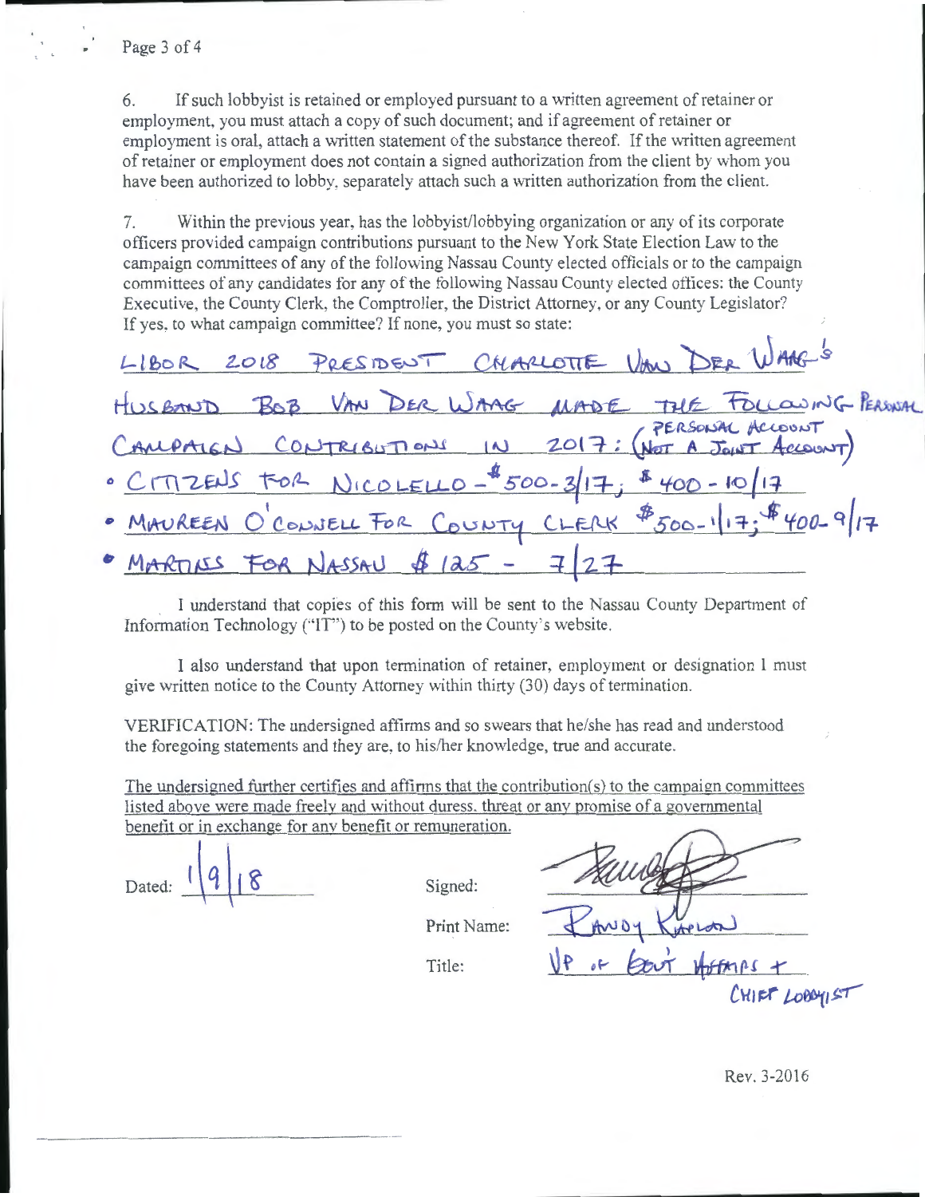6. If such lobbyist is retained or employed pursuant to a written agreement of retainer or employment, you must attach a copy of such document; and if agreement of retainer or employment is oral, attach a written statement of the substance thereof. If the written agreement of retainer or employment does not contain a signed authorization from the client by whom you have been authorized to lobby, separately attach such a written authorization from the client.

7. Within the previous year, has the lobbyist/lobbying organization or any of its corporate officers provided campaign contributions pursuant to the New York State Election Law to the campaign committees of any of the following Nassau County elected officials or to the campaign committees of any candidates for any of the following Nassau County elected offices: the County Executive, the County Clerk, the Comptroller, the District Attorney, or any County Legislator? If yes, to what campaign committee? If none, you must so state:

LIBOR 2018 PRESIDENT CHARLOTTE VAN DER WAAG'S HUSBAND BOB VAN DER WAAG MADE THE FOLLOWING PERSONAL CAMPAIGN CONTRIBUTIONS IN 2017: (PERSONAL ACCOUNT NOT A JOINT ACCOUNT)

- CITIZENS FOR NICOLELLO - $500 - 3/17; $400 - 10/17
- MAUREEN O'CONNELL FOR COUNTY CLERK $500 - 1/17; $400 - 9/17
- MARTINS FOR NASSAU $125 - 7/27

I understand that copies of this form will be sent to the Nassau County Department of Information Technology ("IT") to be posted on the County's website.

I also understand that upon termination of retainer, employment or designation I must give written notice to the County Attorney within thirty (30) days of termination.

VERIFICATION: The undersigned affirms and so swears that he/she has read and understood the foregoing statements and they are, to his/her knowledge, true and accurate.

The undersigned further certifies and affirms that the contribution(s) to the campaign committees listed above were made freely and without duress, threat or any promise of a governmental benefit or in exchange for any benefit or remuneration.

Dated: 1/9/18

Signed: [signature]

Print Name: RANDY KAPLAN

Title: VP of GOV'T AFFAIRS + CHIEF LOBBYIST

Rev. 3-2016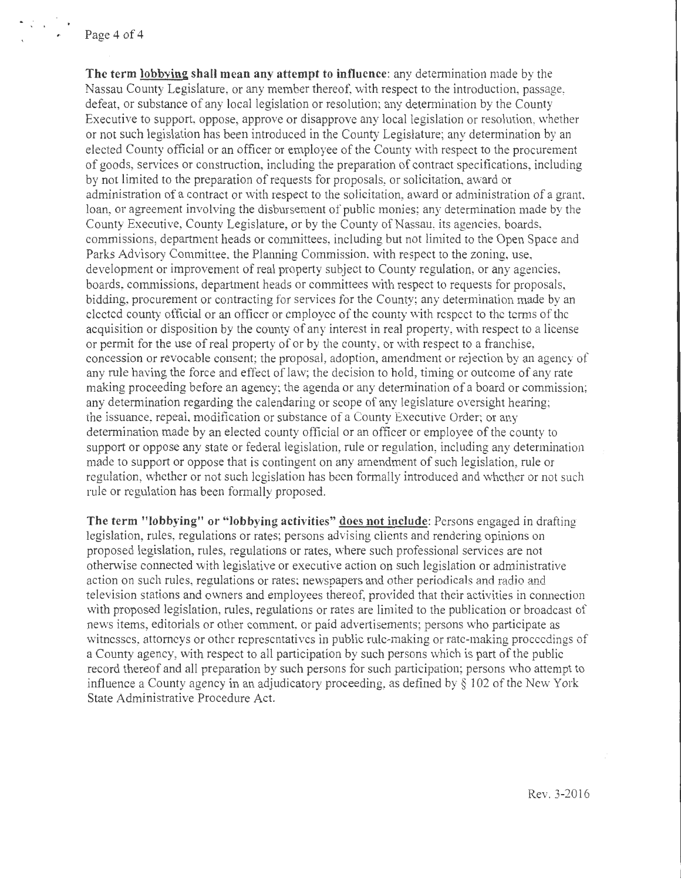**The term lobbying shall mean any attempt to influence**: any determination made by the Nassau County Legislature, or any member thereof, with respect to the introduction, passage, defeat, or substance of any local legislation or resolution; any determination by the County Executive to support, oppose, approve or disapprove any local legislation or resolution, whether or not such legislation has been introduced in the County Legislature; any determination by an elected County official or an officer or employee of the County with respect to the procurement of goods, services or construction, including the preparation of contract specifications, including by not limited to the preparation of requests for proposals, or solicitation, award or administration of a contract or with respect to the solicitation, award or administration of a grant, loan, or agreement involving the disbursement of public monies; any determination made by the County Executive, County Legislature, or by the County of Nassau, its agencies, boards, commissions, department heads or committees, including but not limited to the Open Space and Parks Advisory Committee, the Planning Commission, with respect to the zoning, use, development or improvement of real property subject to County regulation, or any agencies, boards, commissions, department heads or committees with respect to requests for proposals, bidding, procurement or contracting for services for the County; any determination made by an elected county official or an officer or employee of the county with respect to the terms of the acquisition or disposition by the county of any interest in real property, with respect to a license or permit for the use of real property of or by the county, or with respect to a franchise, concession or revocable consent; the proposal, adoption, amendment or rejection by an agency of any rule having the force and effect of law; the decision to hold, timing or outcome of any rate making proceeding before an agency; the agenda or any determination of a board or commission; any determination regarding the calendaring or scope of any legislature oversight hearing; the issuance, repeal, modification or substance of a County Executive Order; or any determination made by an elected county official or an officer or employee of the county to support or oppose any state or federal legislation, rule or regulation, including any determination made to support or oppose that is contingent on any amendment of such legislation, rule or regulation, whether or not such legislation has been formally introduced and whether or not such rule or regulation has been formally proposed.

**The term "lobbying" or "lobbying activities" does not include**: Persons engaged in drafting legislation, rules, regulations or rates; persons advising clients and rendering opinions on proposed legislation, rules, regulations or rates, where such professional services are not otherwise connected with legislative or executive action on such legislation or administrative action on such rules, regulations or rates; newspapers and other periodicals and radio and television stations and owners and employees thereof, provided that their activities in connection with proposed legislation, rules, regulations or rates are limited to the publication or broadcast of news items, editorials or other comment, or paid advertisements; persons who participate as witnesses, attorneys or other representatives in public rule-making or rate-making proceedings of a County agency, with respect to all participation by such persons which is part of the public record thereof and all preparation by such persons for such participation; persons who attempt to influence a County agency in an adjudicatory proceeding, as defined by § 102 of the New York State Administrative Procedure Act.

Rev. 3-2016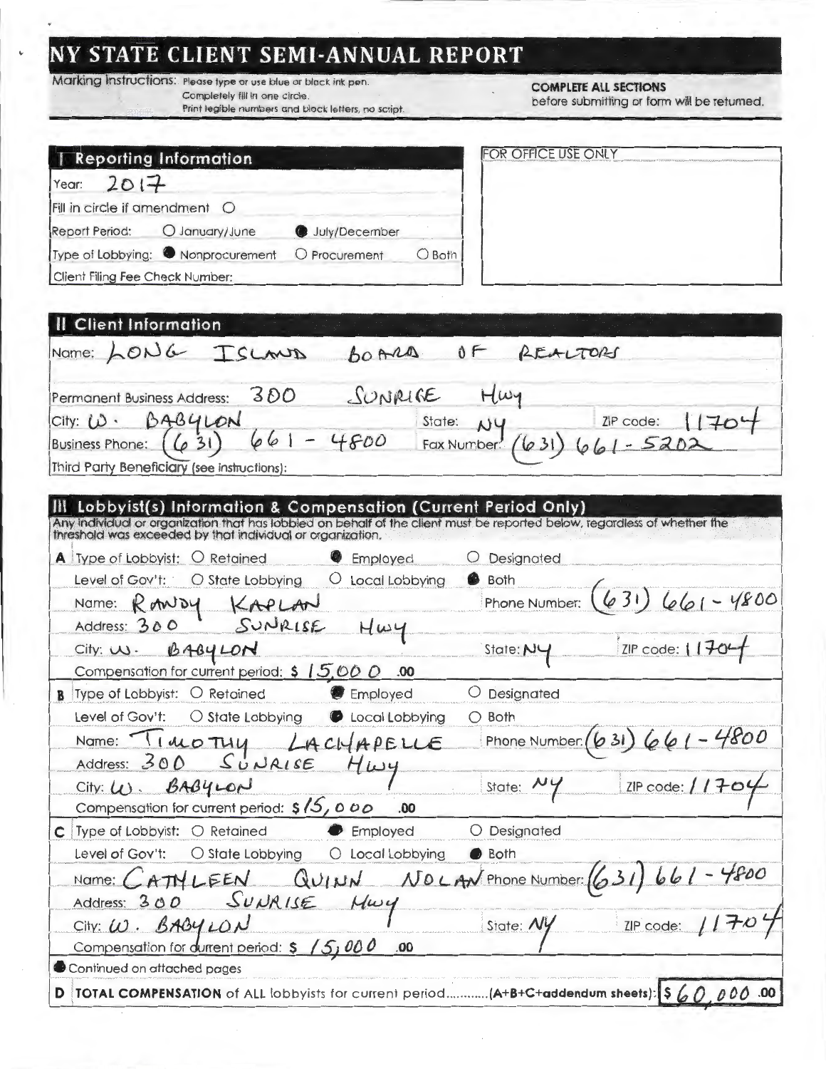# NY STATE CLIENT SEMI-ANNUAL REPORT

Marking Instructions: Please type or use blue or black ink pen. Completely fill in one circle. Print legible numbers and block letters, no script.

**COMPLETE ALL SECTIONS** before submitting or form will be returned.

## I Reporting Information

Year: 2017

Fill in circle if amendment ○

Report Period: ○ January/June ● July/December

Type of Lobbying: ● Nonprocurement ○ Procurement ○ Both

Client Filing Fee Check Number:

FOR OFFICE USE ONLY

## II Client Information

Name: LONG ISLAND BOARD OF REALTORS

Permanent Business Address: 300 SUNRISE Hwy

City: W. BABYLON State: NY ZIP code: 11704

Business Phone: (631) 661 - 4800 Fax Number: (631) 661-5202

Third Party Beneficiary (see instructions):

## III Lobbyist(s) Information & Compensation (Current Period Only)

Any individual or organization that has lobbied on behalf of the client must be reported below, regardless of whether the threshold was exceeded by that individual or organization.

**A** Type of Lobbyist: ○ Retained ● Employed ○ Designated

Level of Gov't: ○ State Lobbying ○ Local Lobbying ● Both

Name: RANDY KAPLAN Phone Number: (631) 661 - 4800

Address: 300 SUNRISE Hwy

City: W. BABYLON State: NY ZIP code: 11704

Compensation for current period: $ 15,000 .00

**B** Type of Lobbyist: ○ Retained ● Employed ○ Designated

Level of Gov't: ○ State Lobbying ● Local Lobbying ○ Both

Name: TIMOTHY LACHAPELLE Phone Number: (631) 661 - 4800

Address: 300 SUNRISE Hwy

City: W. BABYLON State: NY ZIP code: 11704

Compensation for current period: $ 15,000 .00

**C** Type of Lobbyist: ○ Retained ● Employed ○ Designated

Level of Gov't: ○ State Lobbying ○ Local Lobbying ● Both

Name: CATHLEEN QUINN NOLAN Phone Number: (631) 661 - 4800

Address: 300 SUNRISE Hwy

City: W. BABYLON State: NY ZIP code: 11704

Compensation for current period: $ 15,000 .00

● Continued on attached pages

**D** **TOTAL COMPENSATION** of ALL lobbyists for current period............(A+B+C+addendum sheets): $ 60,000 .00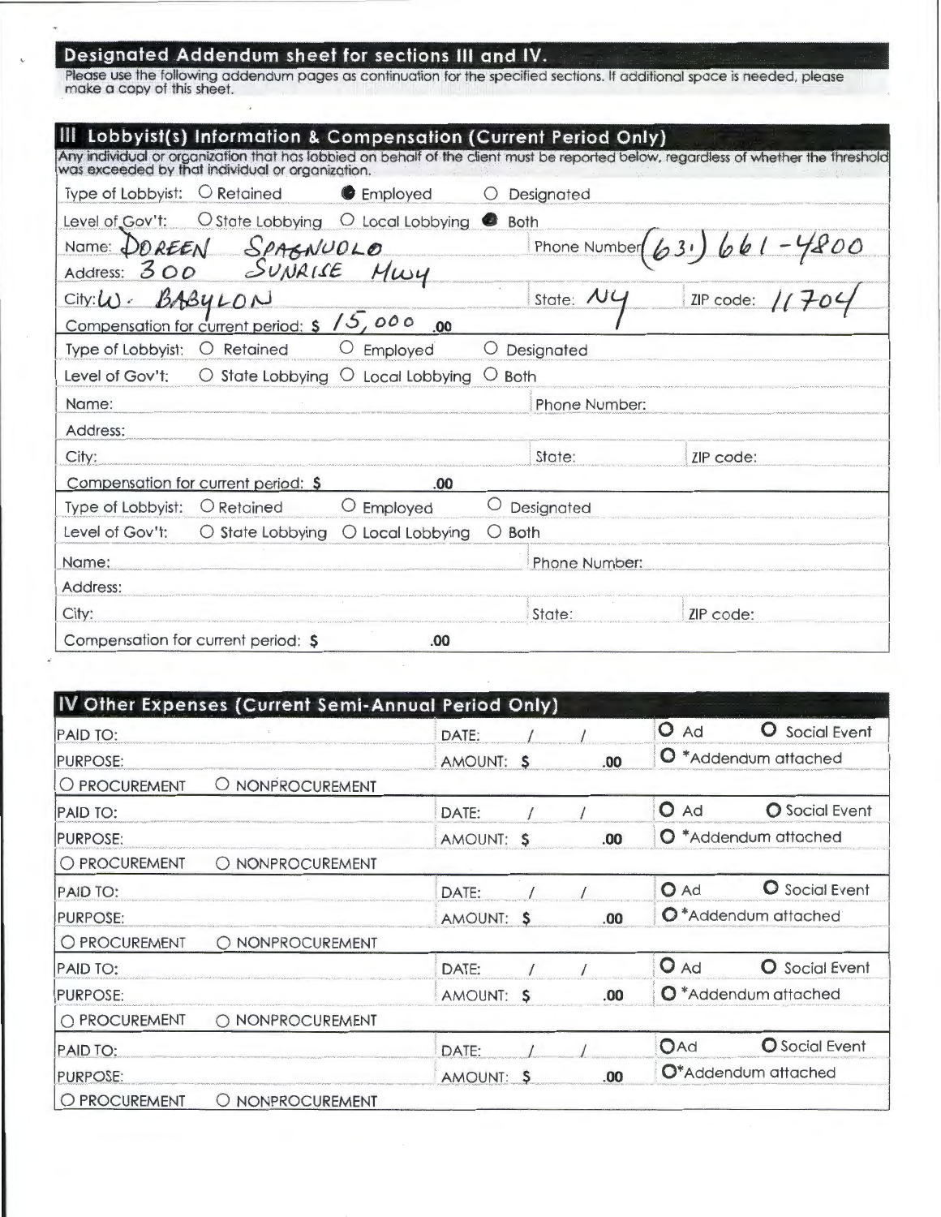## Designated Addendum sheet for sections III and IV.

Please use the following addendum pages as continuation for the specified sections. If additional space is needed, please make a copy of this sheet.

### III Lobbyist(s) Information & Compensation (Current Period Only)

Any individual or organization that has lobbied on behalf of the client must be reported below, regardless of whether the threshold was exceeded by that individual or organization.

| | | |
|---|---|---|
| Type of Lobbyist: ○ Retained ● Employed ○ Designated | | |
| Level of Gov't: ○ State Lobbying ○ Local Lobbying ● Both | | |
| Name: DOREEN SPAGNUOLO | Phone Number: (631) 661-4800 | |
| Address: 300 SUNRISE HWY | | |
| City: W. BABYLON | State: NY | ZIP code: 11704 |
| Compensation for current period: $ 15,000 .00 | | |
| Type of Lobbyist: ○ Retained ○ Employed ○ Designated | | |
| Level of Gov't: ○ State Lobbying ○ Local Lobbying ○ Both | | |
| Name: | Phone Number: | |
| Address: | | |
| City: | State: | ZIP code: |
| Compensation for current period: $ .00 | | |
| Type of Lobbyist: ○ Retained ○ Employed ○ Designated | | |
| Level of Gov't: ○ State Lobbying ○ Local Lobbying ○ Both | | |
| Name: | Phone Number: | |
| Address: | | |
| City: | State: | ZIP code: |
| Compensation for current period: $ .00 | | |

### IV Other Expenses (Current Semi-Annual Period Only)

| | | |
|---|---|---|
| PAID TO: | DATE: / / | ○ Ad ○ Social Event |
| PURPOSE: | AMOUNT: $ .00 | ○ *Addendum attached |
| ○ PROCUREMENT ○ NONPROCUREMENT | | |
| PAID TO: | DATE: / / | ○ Ad ○ Social Event |
| PURPOSE: | AMOUNT: $ .00 | ○ *Addendum attached |
| ○ PROCUREMENT ○ NONPROCUREMENT | | |
| PAID TO: | DATE: / / | ○ Ad ○ Social Event |
| PURPOSE: | AMOUNT: $ .00 | ○ *Addendum attached |
| ○ PROCUREMENT ○ NONPROCUREMENT | | |
| PAID TO: | DATE: / / | ○ Ad ○ Social Event |
| PURPOSE: | AMOUNT: $ .00 | ○ *Addendum attached |
| ○ PROCUREMENT ○ NONPROCUREMENT | | |
| PAID TO: | DATE: / / | ○ Ad ○ Social Event |
| PURPOSE: | AMOUNT: $ .00 | ○ *Addendum attached |
| ○ PROCUREMENT ○ NONPROCUREMENT | | |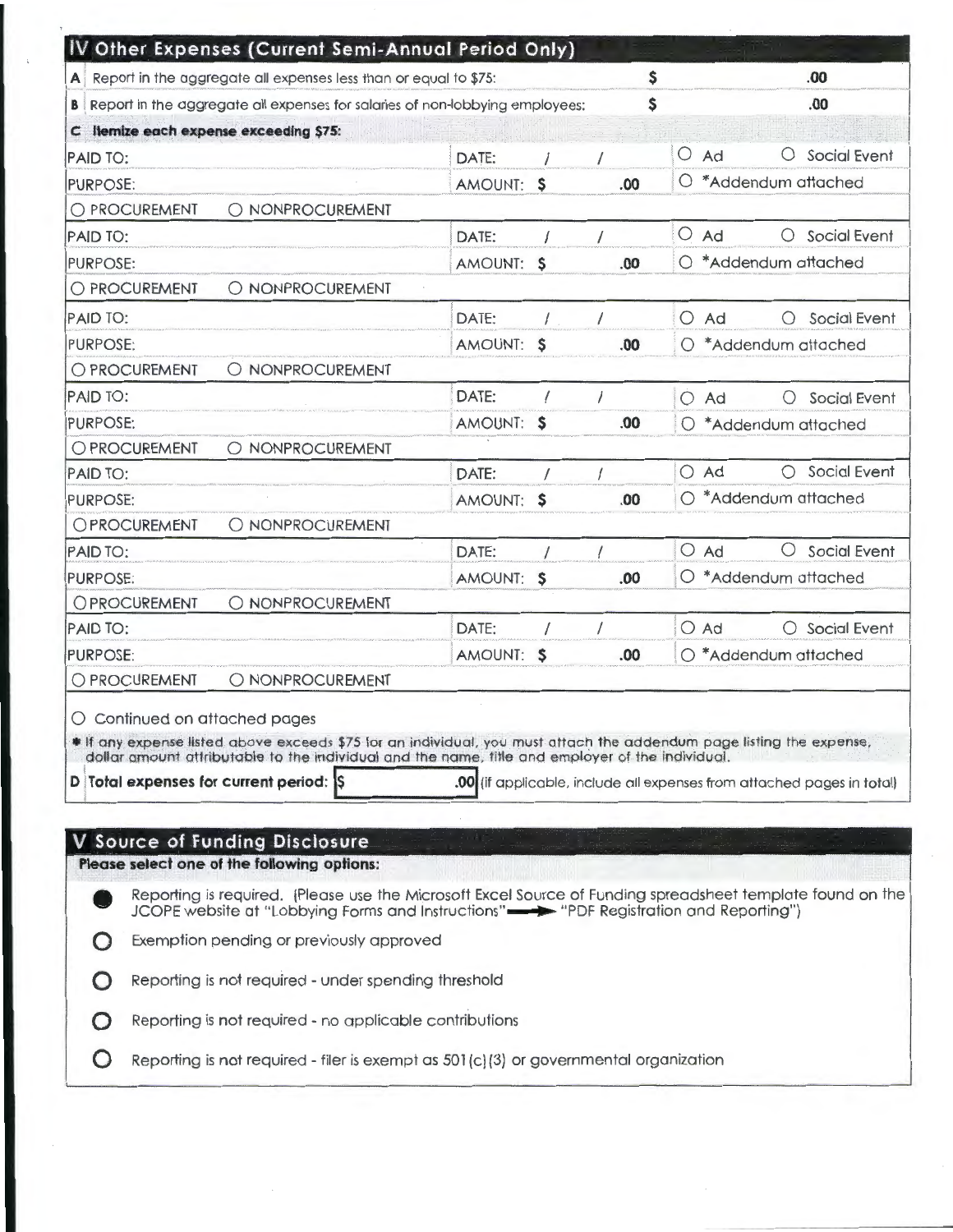## IV Other Expenses (Current Semi-Annual Period Only)

| | | |
|---|---|---|
| **A** Report in the aggregate all expenses less than or equal to $75: | $ | .00 |
| **B** Report in the aggregate all expenses for salaries of non-lobbying employees: | $ | .00 |

**C Itemize each expense exceeding $75:**

| | | |
|---|---|---|
| PAID TO: | DATE: / / | ○ Ad ○ Social Event |
| PURPOSE: | AMOUNT: $ .00 | ○ *Addendum attached |
| ○ PROCUREMENT ○ NONPROCUREMENT | | |
| PAID TO: | DATE: / / | ○ Ad ○ Social Event |
| PURPOSE: | AMOUNT: $ .00 | ○ *Addendum attached |
| ○ PROCUREMENT ○ NONPROCUREMENT | | |
| PAID TO: | DATE: / / | ○ Ad ○ Social Event |
| PURPOSE: | AMOUNT: $ .00 | ○ *Addendum attached |
| ○ PROCUREMENT ○ NONPROCUREMENT | | |
| PAID TO: | DATE: / / | ○ Ad ○ Social Event |
| PURPOSE: | AMOUNT: $ .00 | ○ *Addendum attached |
| ○ PROCUREMENT ○ NONPROCUREMENT | | |
| PAID TO: | DATE: / / | ○ Ad ○ Social Event |
| PURPOSE: | AMOUNT: $ .00 | ○ *Addendum attached |
| ○ PROCUREMENT ○ NONPROCUREMENT | | |
| PAID TO: | DATE: / / | ○ Ad ○ Social Event |
| PURPOSE: | AMOUNT: $ .00 | ○ *Addendum attached |
| ○ PROCUREMENT ○ NONPROCUREMENT | | |
| PAID TO: | DATE: / / | ○ Ad ○ Social Event |
| PURPOSE: | AMOUNT: $ .00 | ○ *Addendum attached |
| ○ PROCUREMENT ○ NONPROCUREMENT | | |

○ Continued on attached pages

* If any expense listed above exceeds $75 for an individual, you must attach the addendum page listing the expense, dollar amount attributable to the individual and the name, title and employer of the individual.

**D Total expenses for current period:** $ .00 (if applicable, include all expenses from attached pages in total)

## V Source of Funding Disclosure

**Please select one of the following options:**

● Reporting is required. (Please use the Microsoft Excel Source of Funding spreadsheet template found on the JCOPE website at "Lobbying Forms and Instructions" → "PDF Registration and Reporting")

○ Exemption pending or previously approved

○ Reporting is not required - under spending threshold

○ Reporting is not required - no applicable contributions

○ Reporting is not required - filer is exempt as 501(c)(3) or governmental organization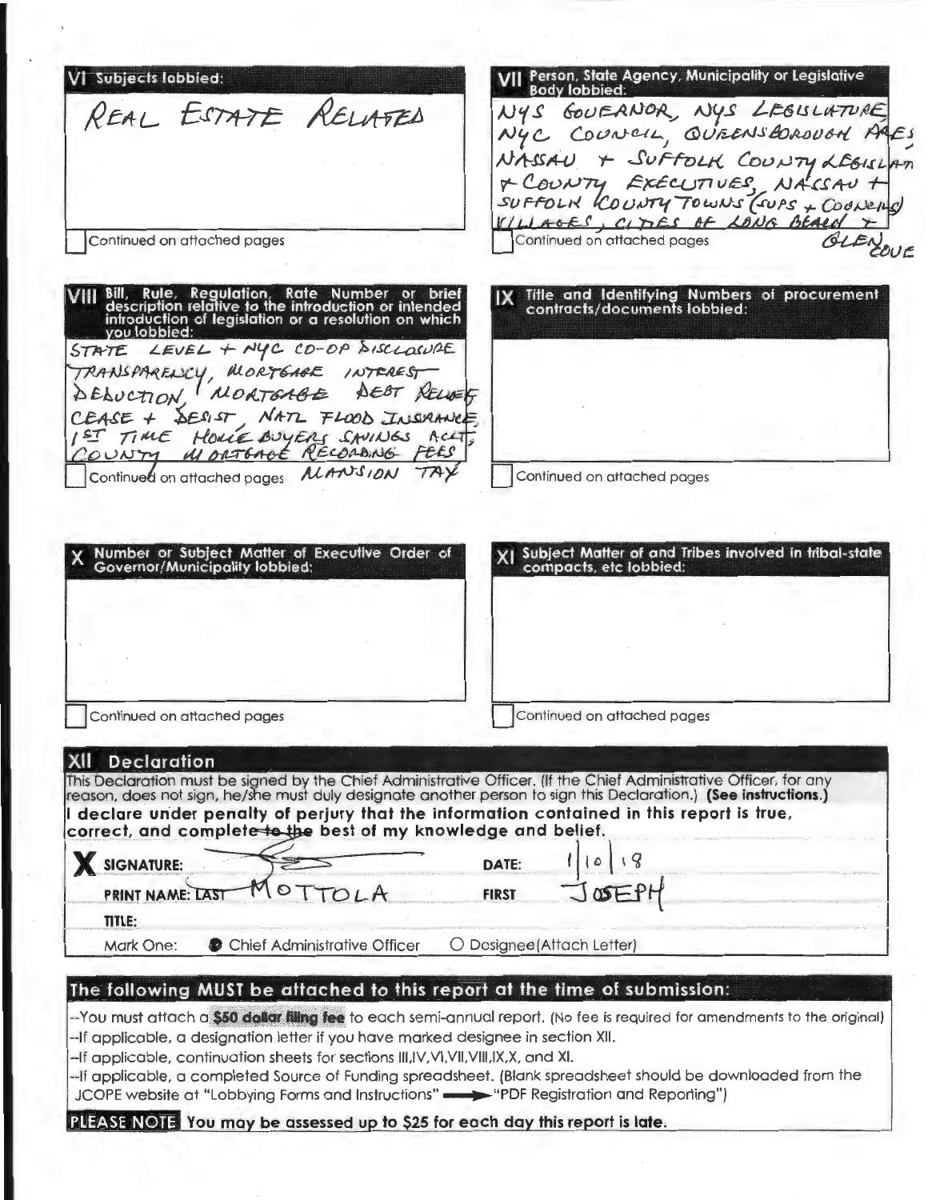## VI Subjects lobbied:

REAL ESTATE RELATED

☐ Continued on attached pages

## VII Person, State Agency, Municipality or Legislative Body lobbied:

NYS GOVERNOR, NYS LEGISLATURE, NYC COUNCIL, QUEENSBOROUGH PRES, NASSAU + SUFFOLK COUNTY LEGISLAT + COUNTY EXECUTIVES, NASSAU + SUFFOLK COUNTY TOWNS (SUPS + COUNCILS) VILLAGES, CITIES OF LONG BEACH + GLEN COVE

☐ Continued on attached pages

## VIII Bill, Rule, Regulation, Rate Number or brief description relative to the introduction or intended introduction of legislation or a resolution on which you lobbied:

STATE LEVEL + NYC CO-OP DISCLOSURE TRANSPARENCY, MORTGAGE INTEREST DEDUCTION, MORTGAGE DEBT RELIEF, CEASE + DESIST, NATL FLOOD INSURANCE, 1ST TIME HOME BUYERS SAVINGS ACCT, COUNTY MORTGAGE RECORDING FEES, MANSION TAX

☐ Continued on attached pages

## IX Title and Identifying Numbers of procurement contracts/documents lobbied:

☐ Continued on attached pages

## X Number or Subject Matter of Executive Order of Governor/Municipality lobbied:

☐ Continued on attached pages

## XI Subject Matter of and Tribes involved in tribal-state compacts, etc lobbied:

☐ Continued on attached pages

## XII Declaration

This Declaration must be signed by the Chief Administrative Officer. (If the Chief Administrative Officer, for any reason, does not sign, he/she must duly designate another person to sign this Declaration.) **(See instructions.)**

**I declare under penalty of perjury that the information contained in this report is true, correct, and complete ~~to the~~ best of my knowledge and belief.**

**SIGNATURE:** [signature] **DATE:** 1 | 10 | 18

**PRINT NAME: LAST** MOTTOLA **FIRST** JOSEPH

**TITLE:**

Mark One: ● Chief Administrative Officer ○ Designee(Attach Letter)

## The following MUST be attached to this report at the time of submission:

--You must attach a **$50 dollar filing fee** to each semi-annual report. (No fee is required for amendments to the original)

--If applicable, a designation letter if you have marked designee in section XII.

--If applicable, continuation sheets for sections III,IV,VI,VII,VIII,IX,X, and XI.

--If applicable, a completed Source of Funding spreadsheet. (Blank spreadsheet should be downloaded from the JCOPE website at "Lobbying Forms and Instructions" → "PDF Registration and Reporting")

**PLEASE NOTE** **You may be assessed up to $25 for each day this report is late.**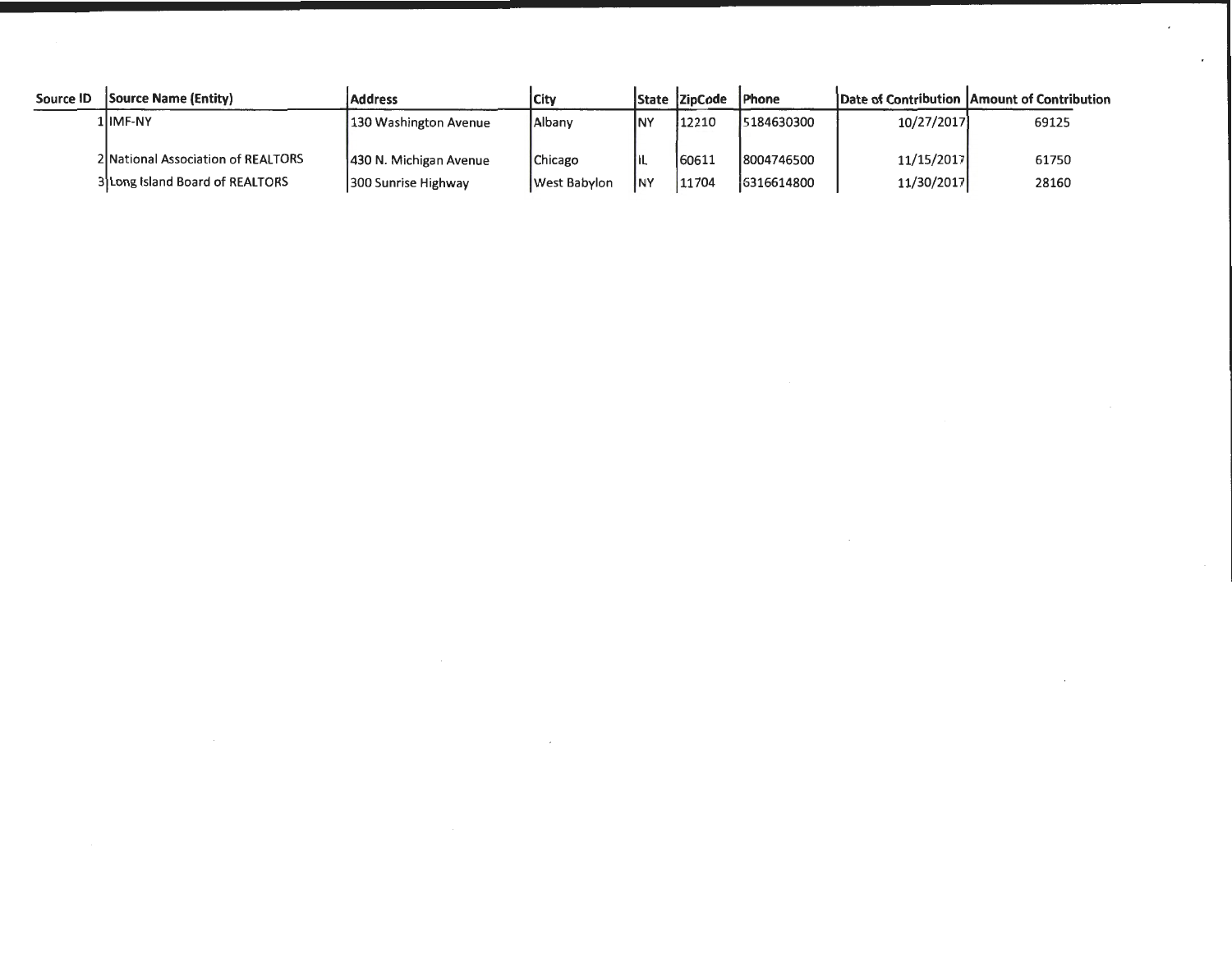| Source ID | Source Name (Entity) | Address | City | State | ZipCode | Phone | Date of Contribution | Amount of Contribution |
|---|---|---|---|---|---|---|---|---|
| 1 | IMF-NY | 130 Washington Avenue | Albany | NY | 12210 | 5184630300 | 10/27/2017 | 69125 |
| 2 | National Association of REALTORS | 430 N. Michigan Avenue | Chicago | IL | 60611 | 8004746500 | 11/15/2017 | 61750 |
| 3 | Long Island Board of REALTORS | 300 Sunrise Highway | West Babylon | NY | 11704 | 6316614800 | 11/30/2017 | 28160 |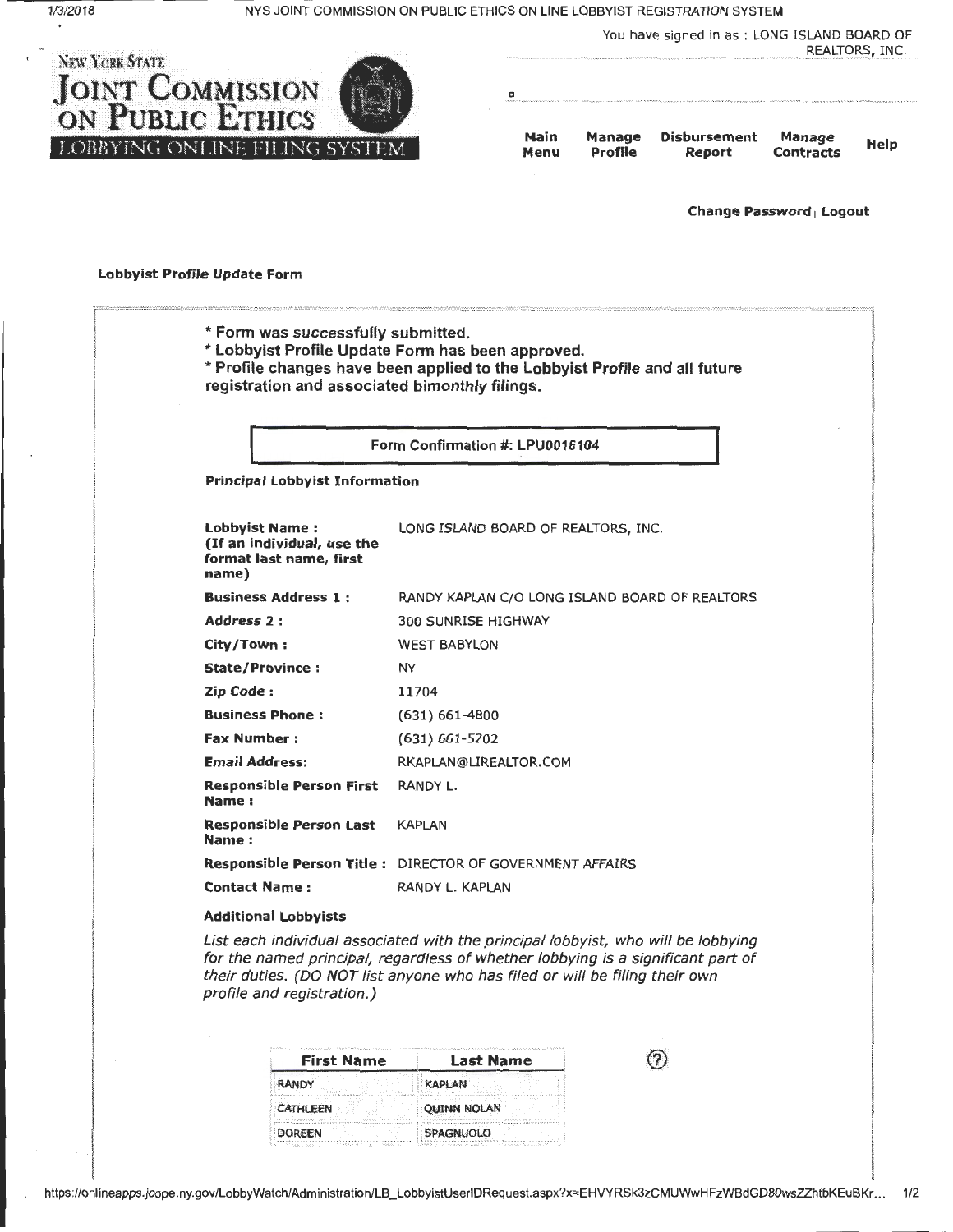NYS JOINT COMMISSION ON PUBLIC ETHICS ON LINE LOBBYIST REGISTRATION SYSTEM

You have signed in as : LONG ISLAND BOARD OF REALTORS, INC.

NEW YORK STATE
**JOINT COMMISSION ON PUBLIC ETHICS**
LOBBYING ONLINE FILING SYSTEM

**Main Menu** | **Manage Profile** | **Disbursement Report** | **Manage Contracts** | **Help**

**Change Password** | **Logout**

**Lobbyist Profile Update Form**

* Form was successfully submitted.
* Lobbyist Profile Update Form has been approved.
* Profile changes have been applied to the Lobbyist Profile and all future registration and associated bimonthly filings.

**Form Confirmation #: LPU0016104**

**Principal Lobbyist Information**

| | |
|---|---|
| **Lobbyist Name : (If an individual, use the format last name, first name)** | LONG ISLAND BOARD OF REALTORS, INC. |
| **Business Address 1 :** | RANDY KAPLAN C/O LONG ISLAND BOARD OF REALTORS |
| **Address 2 :** | 300 SUNRISE HIGHWAY |
| **City/Town :** | WEST BABYLON |
| **State/Province :** | NY |
| **Zip Code :** | 11704 |
| **Business Phone :** | (631) 661-4800 |
| **Fax Number :** | (631) 661-5202 |
| **Email Address:** | RKAPLAN@LIREALTOR.COM |
| **Responsible Person First Name :** | RANDY L. |
| **Responsible Person Last Name :** | KAPLAN |
| **Responsible Person Title :** | DIRECTOR OF GOVERNMENT AFFAIRS |
| **Contact Name :** | RANDY L. KAPLAN |

**Additional Lobbyists**

*List each individual associated with the principal lobbyist, who will be lobbying for the named principal, regardless of whether lobbying is a significant part of their duties. (DO NOT list anyone who has filed or will be filing their own profile and registration.)*

| First Name | Last Name |
|---|---|
| RANDY | KAPLAN |
| CATHLEEN | QUINN NOLAN |
| DOREEN | SPAGNUOLO |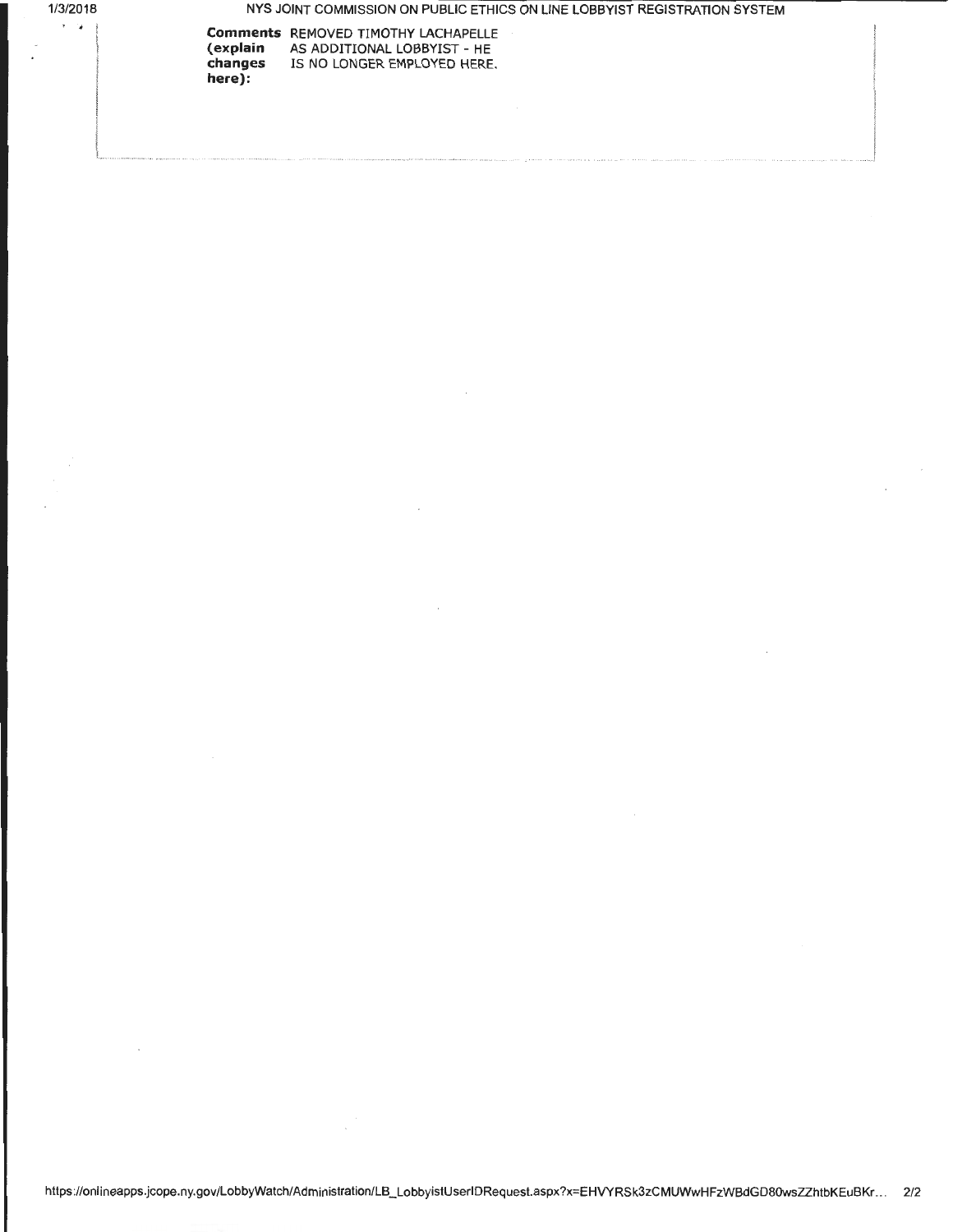**Comments (explain changes here):** REMOVED TIMOTHY LACHAPELLE AS ADDITIONAL LOBBYIST - HE IS NO LONGER EMPLOYED HERE.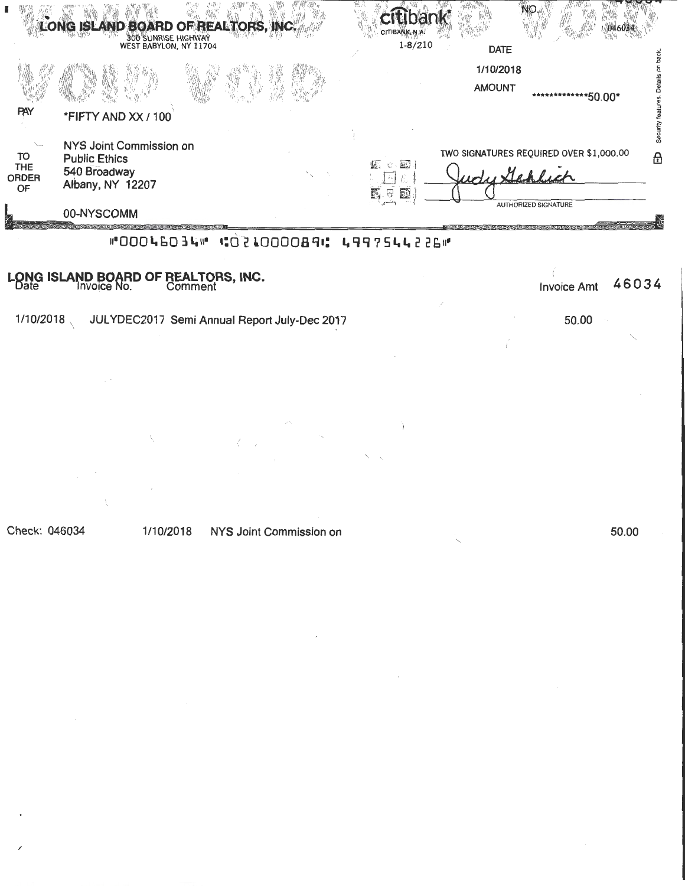**LONG ISLAND BOARD OF REALTORS, INC.**
300 SUNRISE HIGHWAY
WEST BABYLON, NY 11704

VOID VOID

citibank
CITIBANK, N.A.
1-8/210

NO. 046034

DATE
1/10/2018

AMOUNT
**************50.00*

PAY *FIFTY AND XX / 100

TO THE ORDER OF

NYS Joint Commission on
Public Ethics
540 Broadway
Albany, NY 12207

00-NYSCOMM

TWO SIGNATURES REQUIRED OVER $1,000.00

Judy Gehlich
AUTHORIZED SIGNATURE

Security features. Details on back.

⑈000460340⑈ ⑆021000089⑆ 4997544226⑈

**LONG ISLAND BOARD OF REALTORS, INC.** 46034

| Date | Invoice No. | Comment | Invoice Amt |
|---|---|---|---|
| 1/10/2018 | JULYDEC2017 | Semi Annual Report July-Dec 2017 | 50.00 |

Check: 046034 1/10/2018 NYS Joint Commission on 50.00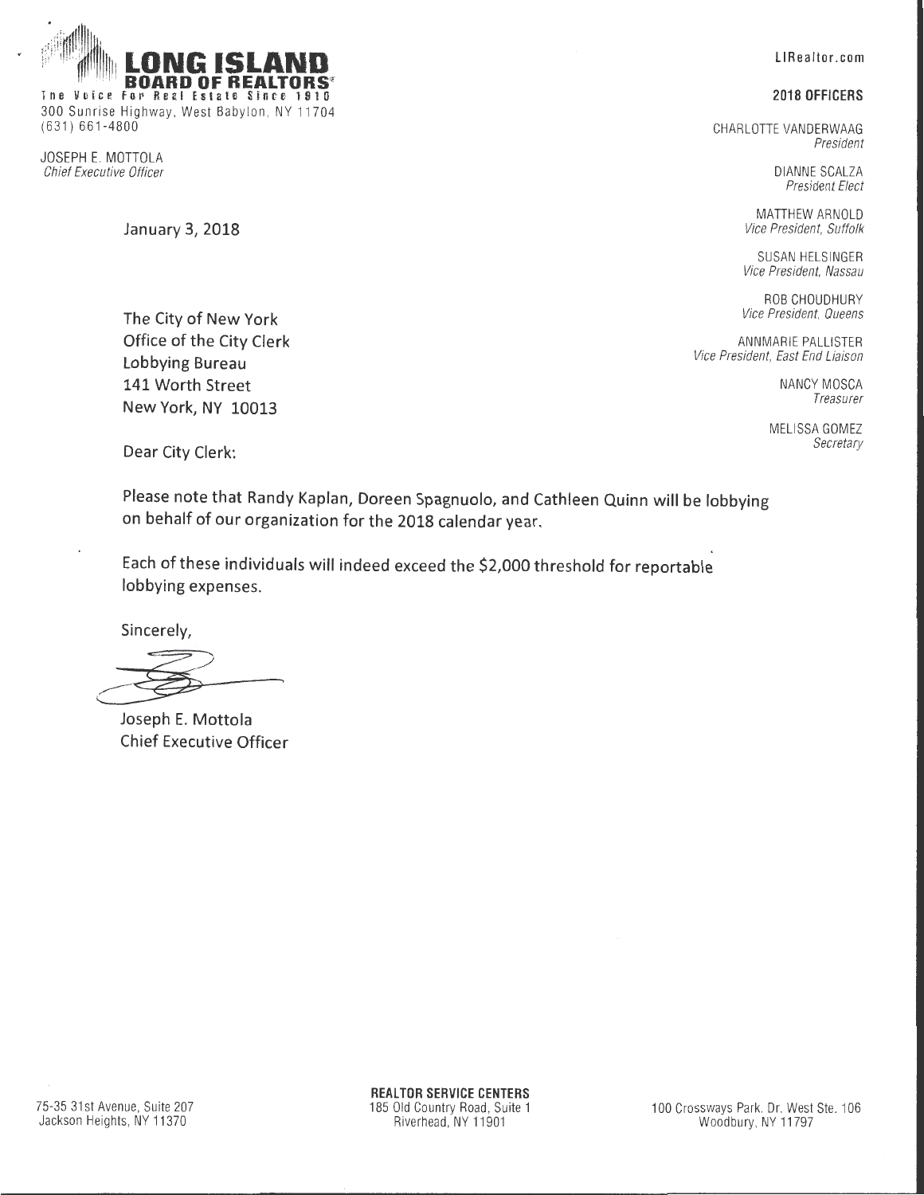**LONG ISLAND BOARD OF REALTORS®**
The Voice For Real Estate Since 1910
300 Sunrise Highway, West Babylon, NY 11704
(631) 661-4800

JOSEPH E. MOTTOLA
*Chief Executive Officer*

LIRealtor.com

**2018 OFFICERS**

CHARLOTTE VANDERWAAG
*President*

DIANNE SCALZA
*President Elect*

MATTHEW ARNOLD
*Vice President, Suffolk*

SUSAN HELSINGER
*Vice President, Nassau*

ROB CHOUDHURY
*Vice President, Queens*

ANNMARIE PALLISTER
*Vice President, East End Liaison*

NANCY MOSCA
*Treasurer*

MELISSA GOMEZ
*Secretary*

January 3, 2018

The City of New York
Office of the City Clerk
Lobbying Bureau
141 Worth Street
New York, NY 10013

Dear City Clerk:

Please note that Randy Kaplan, Doreen Spagnuolo, and Cathleen Quinn will be lobbying on behalf of our organization for the 2018 calendar year.

Each of these individuals will indeed exceed the $2,000 threshold for reportable lobbying expenses.

Sincerely,

Joseph E. Mottola
Chief Executive Officer

**REALTOR SERVICE CENTERS**

75-35 31st Avenue, Suite 207
Jackson Heights, NY 11370

185 Old Country Road, Suite 1
Riverhead, NY 11901

100 Crossways Park. Dr. West Ste. 106
Woodbury, NY 11797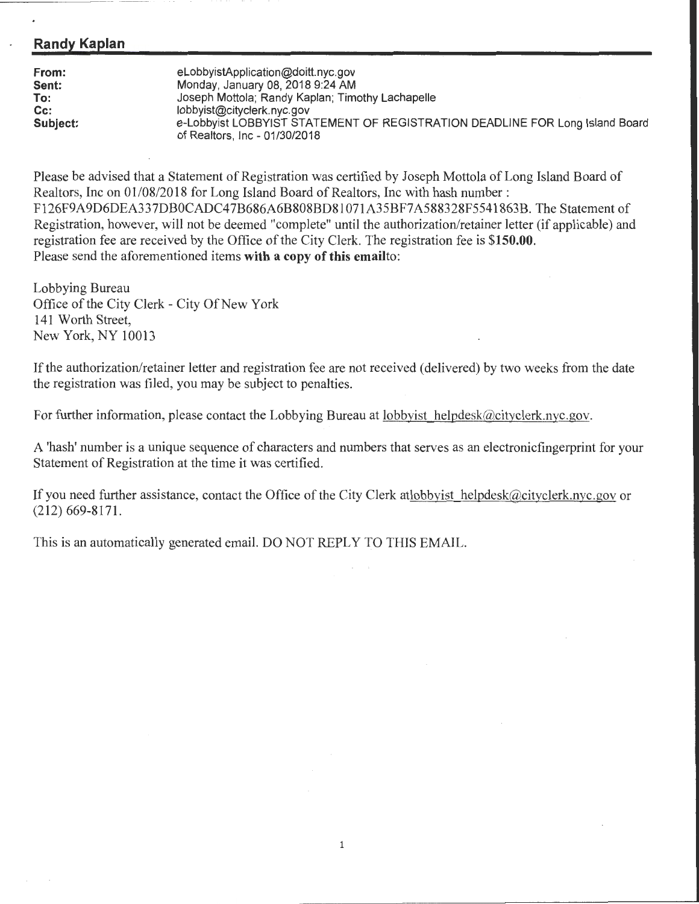## Randy Kaplan

| | |
|---|---|
| **From:** | eLobbyistApplication@doitt.nyc.gov |
| **Sent:** | Monday, January 08, 2018 9:24 AM |
| **To:** | Joseph Mottola; Randy Kaplan; Timothy Lachapelle |
| **Cc:** | lobbyist@cityclerk.nyc.gov |
| **Subject:** | e-Lobbyist LOBBYIST STATEMENT OF REGISTRATION DEADLINE FOR Long Island Board of Realtors, Inc - 01/30/2018 |

Please be advised that a Statement of Registration was certified by Joseph Mottola of Long Island Board of Realtors, Inc on 01/08/2018 for Long Island Board of Realtors, Inc with hash number : F126F9A9D6DEA337DB0CADC47B686A6B808BD81071A35BF7A588328F5541863B. The Statement of Registration, however, will not be deemed "complete" until the authorization/retainer letter (if applicable) and registration fee are received by the Office of the City Clerk. The registration fee is **$150.00.**
Please send the aforementioned items **with a copy of this email**to:

Lobbying Bureau
Office of the City Clerk - City Of New York
141 Worth Street,
New York, NY 10013

If the authorization/retainer letter and registration fee are not received (delivered) by two weeks from the date the registration was filed, you may be subject to penalties.

For further information, please contact the Lobbying Bureau at lobbyist_helpdesk@cityclerk.nyc.gov.

A 'hash' number is a unique sequence of characters and numbers that serves as an electronicfingerprint for your Statement of Registration at the time it was certified.

If you need further assistance, contact the Office of the City Clerk atlobbyist_helpdesk@cityclerk.nyc.gov or (212) 669-8171.

This is an automatically generated email. DO NOT REPLY TO THIS EMAIL.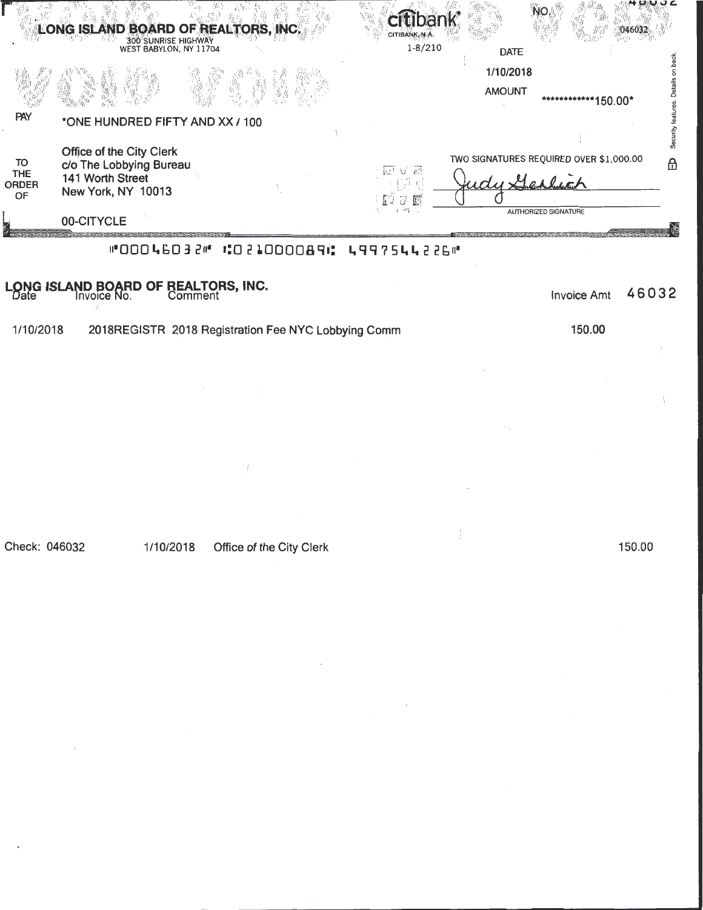**LONG ISLAND BOARD OF REALTORS, INC.**
300 SUNRISE HIGHWAY
WEST BABYLON, NY 11704

citibank
CITIBANK, N.A.
1-8/210

NO. 046032

DATE
1/10/2018

AMOUNT
*************150.00*

PAY *ONE HUNDRED FIFTY AND XX / 100

TO THE ORDER OF
Office of the City Clerk
c/o The Lobbying Bureau
141 Worth Street
New York, NY 10013

00-CITYCLE

TWO SIGNATURES REQUIRED OVER $1,000.00

Judy Gerlich

AUTHORIZED SIGNATURE

Security features. Details on back.

⑈000460322⑈ ⑆021000089⑆ 4997544226⑈

**LONG ISLAND BOARD OF REALTORS, INC.** 46032

| Date | Invoice No. | Comment | Invoice Amt |
|---|---|---|---|
| 1/10/2018 | 2018REGISTR | 2018 Registration Fee NYC Lobbying Comm | 150.00 |

Check: 046032 1/10/2018 Office of the City Clerk 150.00